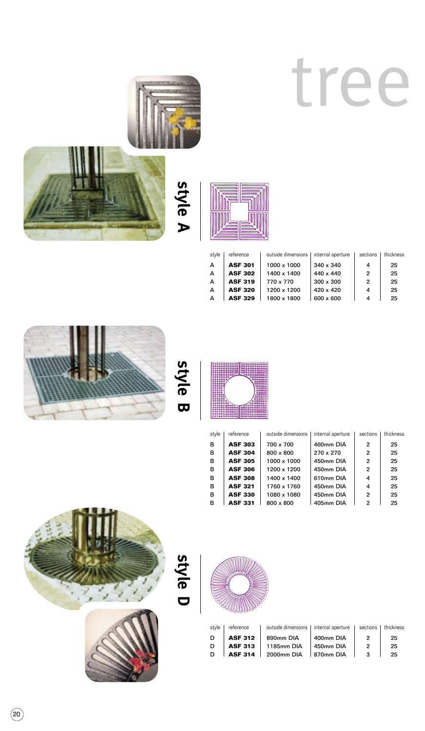# tree

## style A

| style | reference | outside dimensions | internal aperture | sections | thickness |
|---|---|---|---|---|---|
| A | **ASF 301** | 1000 x 1000 | 340 x 340 | 4 | 25 |
| A | **ASF 302** | 1400 x 1400 | 440 x 440 | 2 | 25 |
| A | **ASF 319** | 770 x 770 | 300 x 300 | 2 | 25 |
| A | **ASF 320** | 1200 x 1200 | 420 x 420 | 4 | 25 |
| A | **ASF 329** | 1800 x 1800 | 600 x 600 | 4 | 25 |

## style B

| style | reference | outside dimensions | internal aperture | sections | thickness |
|---|---|---|---|---|---|
| B | **ASF 303** | 700 x 700 | 460mm DIA | 2 | 25 |
| B | **ASF 304** | 800 x 800 | 270 x 270 | 2 | 25 |
| B | **ASF 305** | 1000 x 1000 | 450mm DIA | 2 | 25 |
| B | **ASF 306** | 1200 x 1200 | 450mm DIA | 2 | 25 |
| B | **ASF 308** | 1400 x 1400 | 610mm DIA | 4 | 25 |
| B | **ASF 321** | 1760 x 1760 | 450mm DIA | 4 | 25 |
| B | **ASF 330** | 1080 x 1080 | 450mm DIA | 2 | 25 |
| B | **ASF 331** | 800 x 800 | 405mm DIA | 2 | 25 |

## style D

| style | reference | outside dimensions | internal aperture | sections | thickness |
|---|---|---|---|---|---|
| D | **ASF 312** | 890mm DIA | 400mm DIA | 2 | 25 |
| D | **ASF 313** | 1185mm DIA | 450mm DIA | 2 | 25 |
| D | **ASF 314** | 2000mm DIA | 870mm DIA | 3 | 25 |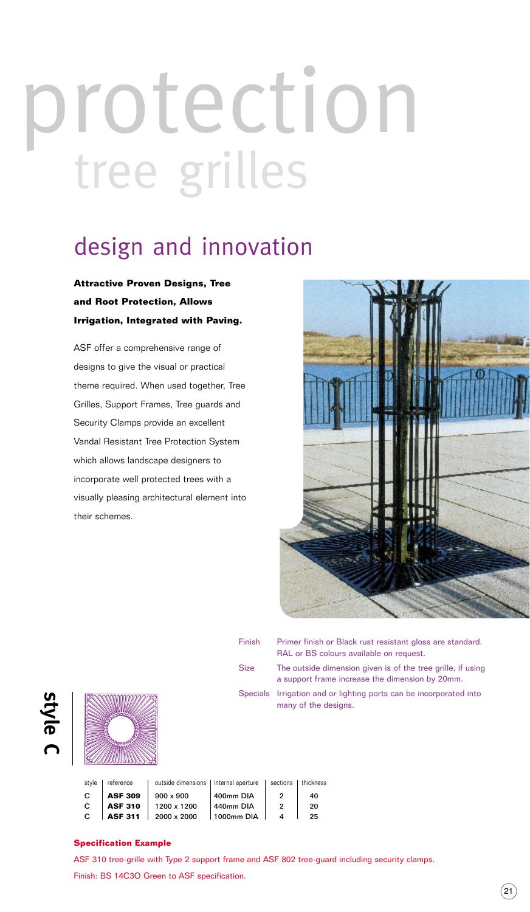# protection

## tree grilles

## design and innovation

**Attractive Proven Designs, Tree and Root Protection, Allows Irrigation, Integrated with Paving.**

ASF offer a comprehensive range of designs to give the visual or practical theme required. When used together, Tree Grilles, Support Frames, Tree guards and Security Clamps provide an excellent Vandal Resistant Tree Protection System which allows landscape designers to incorporate well protected trees with a visually pleasing architectural element into their schemes.

Finish: Primer finish or Black rust resistant gloss are standard. RAL or BS colours available on request.

Size: The outside dimension given is of the tree grille, if using a support frame increase the dimension by 20mm.

Specials: Irrigation and or lighting ports can be incorporated into many of the designs.

**style C**

| style | reference | outside dimensions | internal aperture | sections | thickness |
|---|---|---|---|---|---|
| C | **ASF 309** | 900 x 900 | 400mm DIA | 2 | 40 |
| C | **ASF 310** | 1200 x 1200 | 440mm DIA | 2 | 20 |
| C | **ASF 311** | 2000 x 2000 | 1000mm DIA | 4 | 25 |

**Specification Example**

ASF 310 tree-grille with Type 2 support frame and ASF 802 tree-guard including security clamps.

Finish: BS 14C3O Green to ASF specification.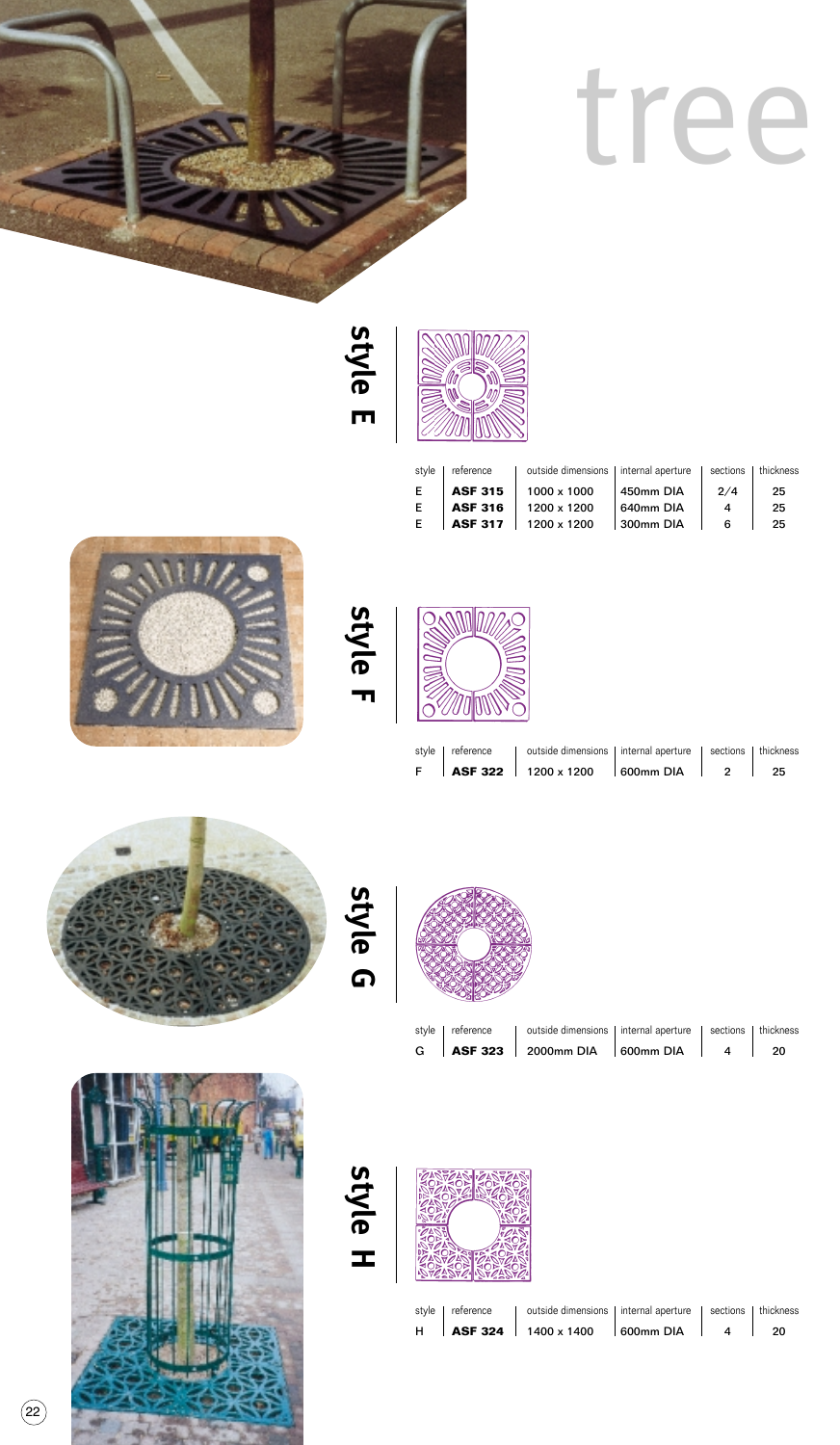# tree

## style E

| style | reference | outside dimensions | internal aperture | sections | thickness |
|---|---|---|---|---|---|
| E | **ASF 315** | 1000 x 1000 | 450mm DIA | 2/4 | 25 |
| E | **ASF 316** | 1200 x 1200 | 640mm DIA | 4 | 25 |
| E | **ASF 317** | 1200 x 1200 | 300mm DIA | 6 | 25 |

## style F

| style | reference | outside dimensions | internal aperture | sections | thickness |
|---|---|---|---|---|---|
| F | **ASF 322** | 1200 x 1200 | 600mm DIA | 2 | 25 |

## style G

| style | reference | outside dimensions | internal aperture | sections | thickness |
|---|---|---|---|---|---|
| G | **ASF 323** | 2000mm DIA | 600mm DIA | 4 | 20 |

## style H

| style | reference | outside dimensions | internal aperture | sections | thickness |
|---|---|---|---|---|---|
| H | **ASF 324** | 1400 x 1400 | 600mm DIA | 4 | 20 |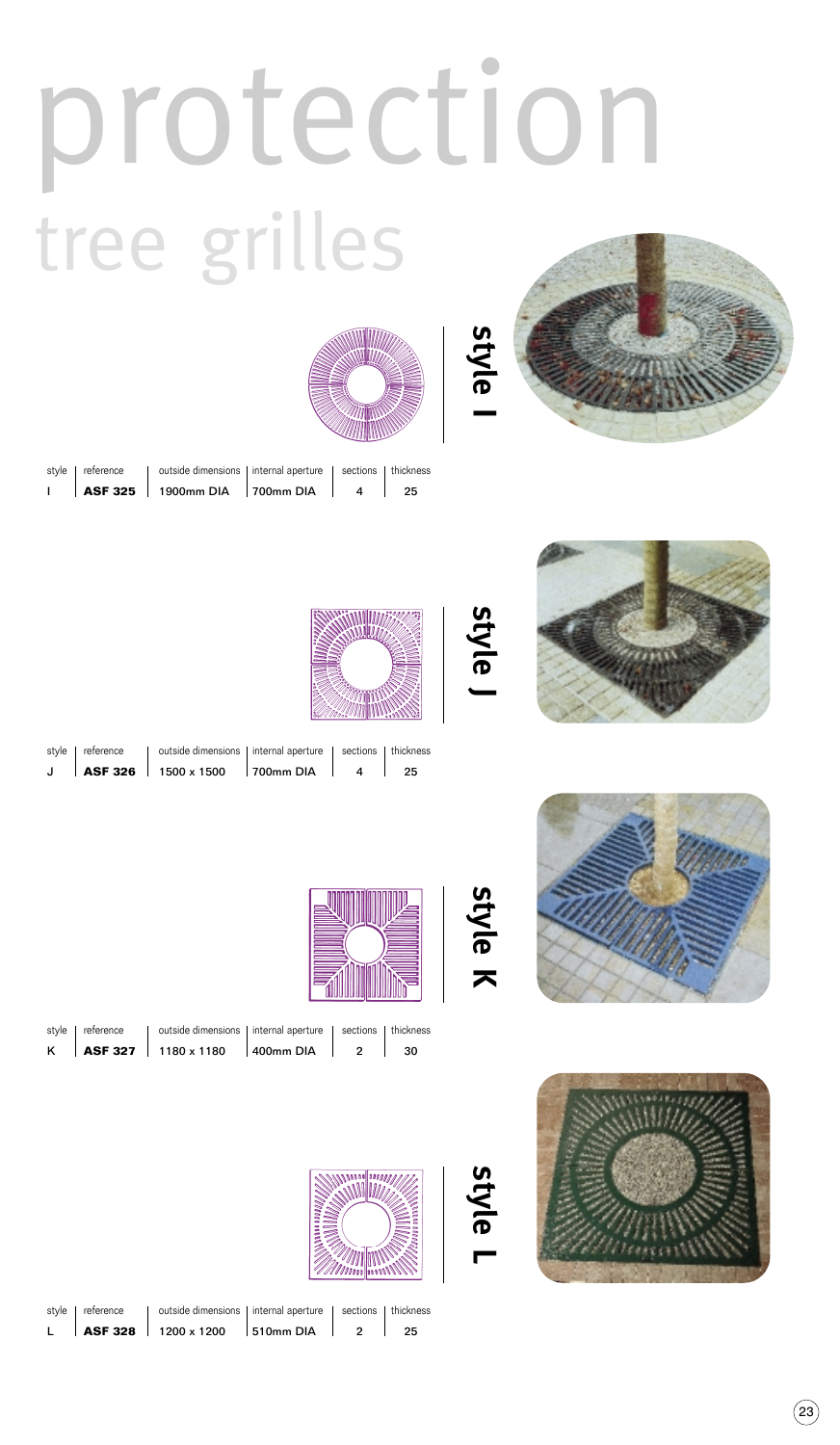# protection

## tree grilles

### style I

| style | reference | outside dimensions | internal aperture | sections | thickness |
|---|---|---|---|---|---|
| I | **ASF 325** | 1900mm DIA | 700mm DIA | 4 | 25 |

### style J

| style | reference | outside dimensions | internal aperture | sections | thickness |
|---|---|---|---|---|---|
| J | **ASF 326** | 1500 x 1500 | 700mm DIA | 4 | 25 |

### style K

| style | reference | outside dimensions | internal aperture | sections | thickness |
|---|---|---|---|---|---|
| K | **ASF 327** | 1180 x 1180 | 400mm DIA | 2 | 30 |

### style L

| style | reference | outside dimensions | internal aperture | sections | thickness |
|---|---|---|---|---|---|
| L | **ASF 328** | 1200 x 1200 | 510mm DIA | 2 | 25 |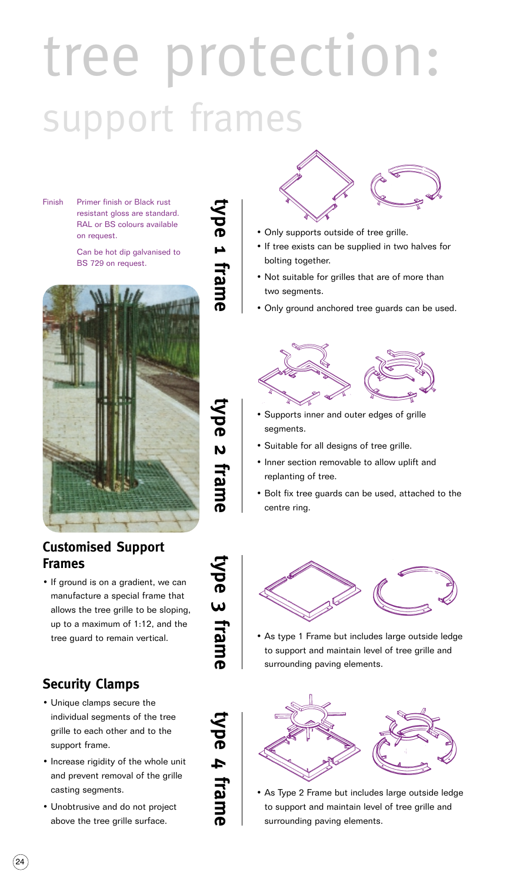# tree protection:
## support frames

Finish: Primer finish or Black rust resistant gloss are standard. RAL or BS colours available on request.

Can be hot dip galvanised to BS 729 on request.

### Customised Support Frames

- If ground is on a gradient, we can manufacture a special frame that allows the tree grille to be sloping, up to a maximum of 1:12, and the tree guard to remain vertical.

### Security Clamps

- Unique clamps secure the individual segments of the tree grille to each other and to the support frame.
- Increase rigidity of the whole unit and prevent removal of the grille casting segments.
- Unobtrusive and do not project above the tree grille surface.

### type 1 frame

- Only supports outside of tree grille.
- If tree exists can be supplied in two halves for bolting together.
- Not suitable for grilles that are of more than two segments.
- Only ground anchored tree guards can be used.

### type 2 frame

- Supports inner and outer edges of grille segments.
- Suitable for all designs of tree grille.
- Inner section removable to allow uplift and replanting of tree.
- Bolt fix tree guards can be used, attached to the centre ring.

### type 3 frame

- As type 1 Frame but includes large outside ledge to support and maintain level of tree grille and surrounding paving elements.

### type 4 frame

- As Type 2 Frame but includes large outside ledge to support and maintain level of tree grille and surrounding paving elements.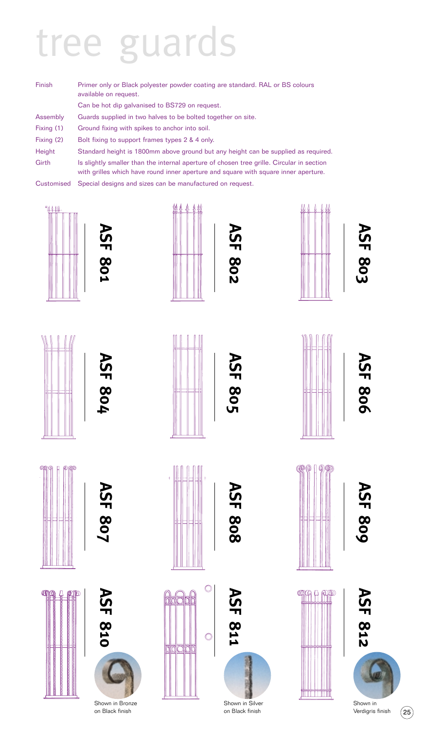# tree guards

| | |
|---|---|
| Finish | Primer only or Black polyester powder coating are standard. RAL or BS colours available on request. |
| | Can be hot dip galvanised to BS729 on request. |
| Assembly | Guards supplied in two halves to be bolted together on site. |
| Fixing (1) | Ground fixing with spikes to anchor into soil. |
| Fixing (2) | Bolt fixing to support frames types 2 & 4 only. |
| Height | Standard height is 1800mm above ground but any height can be supplied as required. |
| Girth | Is slightly smaller than the internal aperture of chosen tree grille. Circular in section with grilles which have round inner aperture and square with square inner aperture. |
| Customised | Special designs and sizes can be manufactured on request. |

**ASF 801**

**ASF 802**

**ASF 803**

**ASF 804**

**ASF 805**

**ASF 806**

**ASF 807**

**ASF 808**

**ASF 809**

**ASF 810**

Shown in Bronze on Black finish

**ASF 811**

Shown in Silver on Black finish

**ASF 812**

Shown in Verdigris finish